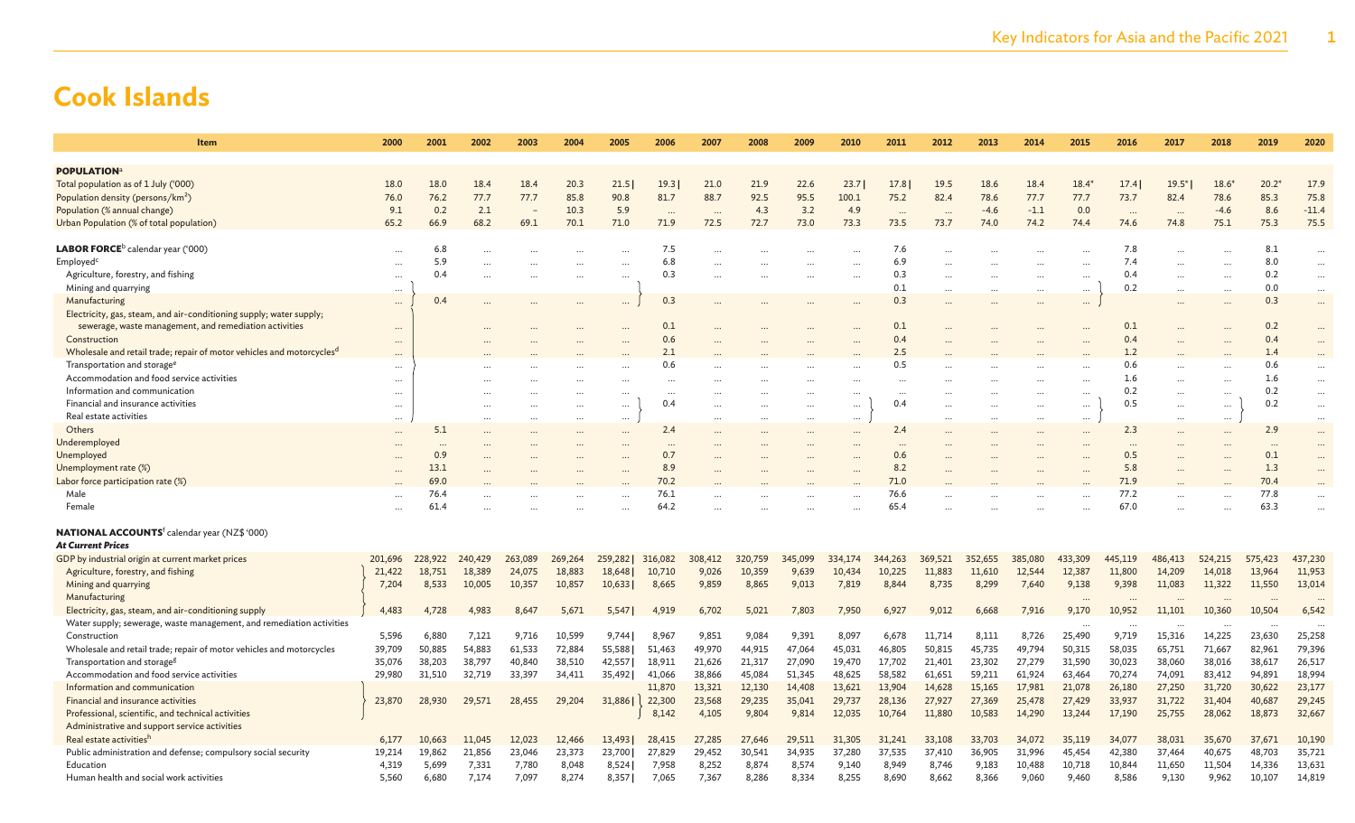# Cook Islands

| Item | 2000 | 2001 | 2002 | 2003 | 2004 | 2005 | 2006 | 2007 | 2008 | 2009 | 2010 | 2011 | 2012 | 2013 | 2014 | 2015 | 2016 | 2017 | 2018 | 2019 | 2020 |
|---|---|---|---|---|---|---|---|---|---|---|---|---|---|---|---|---|---|---|---|---|---|
| **POPULATION**[a] | | | | | | | | | | | | | | | | | | | | | |
| Total population as of 1 July ('000) | 18.0 | 18.0 | 18.4 | 18.4 | 20.3 | 21.5 \| | 19.3 \| | 21.0 | 21.9 | 22.6 | 23.7 \| | 17.8 \| | 19.5 | 18.6 | 18.4 | 18.4* | 17.4 \| | 19.5* \| | 18.6* | 20.2* | 17.9 |
| Population density (persons/km²) | 76.0 | 76.2 | 77.7 | 77.7 | 85.8 | 90.8 | 81.7 | 88.7 | 92.5 | 95.5 | 100.1 | 75.2 | 82.4 | 78.6 | 77.7 | 77.7 | 73.7 | 82.4 | 78.6 | 85.3 | 75.8 |
| Population (% annual change) | 9.1 | 0.2 | 2.1 | – | 10.3 | 5.9 | ... | ... | 4.3 | 3.2 | 4.9 | ... | ... | -4.6 | -1.1 | 0.0 | ... | ... | -4.6 | 8.6 | -11.4 |
| Urban Population (% of total population) | 65.2 | 66.9 | 68.2 | 69.1 | 70.1 | 71.0 | 71.9 | 72.5 | 72.7 | 73.0 | 73.3 | 73.5 | 73.7 | 74.0 | 74.2 | 74.4 | 74.6 | 74.8 | 75.1 | 75.3 | 75.5 |
| **LABOR FORCE**[b] calendar year ('000) | ... | 6.8 | ... | ... | ... | ... | 7.5 | ... | ... | ... | ... | 7.6 | ... | ... | ... | ... | 7.8 | ... | ... | 8.1 | ... |
| Employed[c] | ... | 5.9 | ... | ... | ... | ... | 6.8 | ... | ... | ... | ... | 6.9 | ... | ... | ... | ... | 7.4 | ... | ... | 8.0 | ... |
| Agriculture, forestry, and fishing | ... | 0.4 | ... | ... | ... | ... | 0.3 | ... | ... | ... | ... | 0.3 | ... | ... | ... | ... | 0.4 | ... | ... | 0.2 | ... |
| Mining and quarrying | ... | | | | | | | | | | | 0.1 | ... | ... | ... | ... | 0.2 | ... | ... | 0.0 | ... |
| Manufacturing | ... | 0.4 | ... | ... | ... | ... | 0.3 | ... | ... | ... | ... | 0.3 | ... | ... | ... | ... | | ... | ... | 0.3 | ... |
| Electricity, gas, steam, and air-conditioning supply; water supply; sewerage, waste management, and remediation activities | ... | | ... | ... | ... | ... | 0.1 | ... | ... | ... | ... | 0.1 | ... | ... | ... | ... | 0.1 | ... | ... | 0.2 | ... |
| Construction | ... | | ... | ... | ... | ... | 0.6 | ... | ... | ... | ... | 0.4 | ... | ... | ... | ... | 0.4 | ... | ... | 0.4 | ... |
| Wholesale and retail trade; repair of motor vehicles and motorcycles[d] | ... | | ... | ... | ... | ... | 2.1 | ... | ... | ... | ... | 2.5 | ... | ... | ... | ... | 1.2 | ... | ... | 1.4 | ... |
| Transportation and storage[e] | ... | | ... | ... | ... | ... | 0.6 | ... | ... | ... | ... | 0.5 | ... | ... | ... | ... | 0.6 | ... | ... | 0.6 | ... |
| Accommodation and food service activities | ... | | ... | ... | ... | ... | ... | ... | ... | ... | ... | ... | ... | ... | ... | ... | 1.6 | ... | ... | 1.6 | ... |
| Information and communication | ... | | ... | ... | ... | ... | ... | ... | ... | ... | ... | ... | ... | ... | ... | ... | 0.2 | ... | ... | 0.2 | ... |
| Financial and insurance activities | ... | | ... | ... | ... | ... | 0.4 | ... | ... | ... | ... | 0.4 | ... | ... | ... | ... | 0.5 | ... | ... | 0.2 | ... |
| Real estate activities | ... | | ... | ... | ... | ... | | ... | ... | ... | ... | | ... | ... | ... | ... | | ... | ... | | ... |
| Others | ... | 5.1 | ... | ... | ... | ... | 2.4 | ... | ... | ... | ... | 2.4 | ... | ... | ... | ... | 2.3 | ... | ... | 2.9 | ... |
| Underemployed | ... | ... | ... | ... | ... | ... | ... | ... | ... | ... | ... | ... | ... | ... | ... | ... | ... | ... | ... | ... | ... |
| Unemployed | ... | 0.9 | ... | ... | ... | ... | 0.7 | ... | ... | ... | ... | 0.6 | ... | ... | ... | ... | 0.5 | ... | ... | 0.1 | ... |
| Unemployment rate (%) | ... | 13.1 | ... | ... | ... | ... | 8.9 | ... | ... | ... | ... | 8.2 | ... | ... | ... | ... | 5.8 | ... | ... | 1.3 | ... |
| Labor force participation rate (%) | ... | 69.0 | ... | ... | ... | ... | 70.2 | ... | ... | ... | ... | 71.0 | ... | ... | ... | ... | 71.9 | ... | ... | 70.4 | ... |
| Male | ... | 76.4 | ... | ... | ... | ... | 76.1 | ... | ... | ... | ... | 76.6 | ... | ... | ... | ... | 77.2 | ... | ... | 77.8 | ... |
| Female | ... | 61.4 | ... | ... | ... | ... | 64.2 | ... | ... | ... | ... | 65.4 | ... | ... | ... | ... | 67.0 | ... | ... | 63.3 | ... |
| **NATIONAL ACCOUNTS**[f] calendar year (NZ$ '000) | | | | | | | | | | | | | | | | | | | | | |
| ***At Current Prices*** | | | | | | | | | | | | | | | | | | | | | |
| GDP by industrial origin at current market prices | 201,696 | 228,922 | 240,429 | 263,089 | 269,264 | 259,282 \| | 316,082 | 308,412 | 320,759 | 345,099 | 334,174 | 344,263 | 369,521 | 352,655 | 385,080 | 433,309 | 445,119 | 486,413 | 524,215 | 575,423 | 437,230 |
| Agriculture, forestry, and fishing | 21,422 | 18,751 | 18,389 | 24,075 | 18,883 | 18,648 \| | 10,710 | 9,026 | 10,359 | 9,639 | 10,434 | 10,225 | 11,883 | 11,610 | 12,544 | 12,387 | 11,800 | 14,209 | 14,018 | 13,964 | 11,953 |
| Mining and quarrying | 7,204 | 8,533 | 10,005 | 10,357 | 10,857 | 10,633 \| | 8,665 | 9,859 | 8,865 | 9,013 | 7,819 | 8,844 | 8,735 | 8,299 | 7,640 | 9,138 | 9,398 | 11,083 | 11,322 | 11,550 | 13,014 |
| Manufacturing | | | | | | | | | | | | | | | | ... | ... | ... | ... | ... | ... |
| Electricity, gas, steam, and air-conditioning supply | 4,483 | 4,728 | 4,983 | 8,647 | 5,671 | 5,547 \| | 4,919 | 6,702 | 5,021 | 7,803 | 7,950 | 6,927 | 9,012 | 6,668 | 7,916 | 9,170 | 10,952 | 11,101 | 10,360 | 10,504 | 6,542 |
| Water supply; sewerage, waste management, and remediation activities | | | | | | | | | | | | | | | | ... | ... | ... | ... | ... | ... |
| Construction | 5,596 | 6,880 | 7,121 | 9,716 | 10,599 | 9,744 \| | 8,967 | 9,851 | 9,084 | 9,391 | 8,097 | 6,678 | 11,714 | 8,111 | 8,726 | 25,490 | 9,719 | 15,316 | 14,225 | 23,630 | 25,258 |
| Wholesale and retail trade; repair of motor vehicles and motorcycles | 39,709 | 50,885 | 54,883 | 61,533 | 72,884 | 55,588 \| | 51,463 | 49,970 | 44,915 | 47,064 | 45,031 | 46,805 | 50,815 | 45,735 | 49,794 | 50,315 | 58,035 | 65,751 | 71,667 | 82,961 | 79,396 |
| Transportation and storage[g] | 35,076 | 38,203 | 38,797 | 40,840 | 38,510 | 42,557 \| | 18,911 | 21,626 | 21,317 | 27,090 | 19,470 | 17,702 | 21,401 | 23,302 | 27,279 | 31,590 | 30,023 | 38,060 | 38,016 | 38,617 | 26,517 |
| Accommodation and food service activities | 29,980 | 31,510 | 32,719 | 33,397 | 34,411 | 35,492 \| | 41,066 | 38,866 | 45,084 | 51,345 | 48,625 | 58,582 | 61,651 | 59,211 | 61,924 | 63,464 | 70,274 | 74,091 | 83,412 | 94,891 | 18,994 |
| Information and communication | | | | | | | 11,870 | 13,321 | 12,130 | 14,408 | 13,621 | 13,904 | 14,628 | 15,165 | 17,981 | 21,078 | 26,180 | 27,250 | 31,720 | 30,622 | 23,177 |
| Financial and insurance activities | 23,870 | 28,930 | 29,571 | 28,455 | 29,204 | 31,886 \| | 22,300 | 23,568 | 29,235 | 35,041 | 29,737 | 28,136 | 27,927 | 27,369 | 25,478 | 27,429 | 33,937 | 31,722 | 31,404 | 40,687 | 29,245 |
| Professional, scientific, and technical activities | | | | | | | 8,142 | 4,105 | 9,804 | 9,814 | 12,035 | 10,764 | 11,880 | 10,583 | 14,290 | 13,244 | 17,190 | 25,755 | 28,062 | 18,873 | 32,667 |
| Administrative and support service activities | | | | | | | | | | | | | | | | | | | | | |
| Real estate activities[h] | 6,177 | 10,663 | 11,045 | 12,023 | 12,466 | 13,493 \| | 28,415 | 27,285 | 27,646 | 29,511 | 31,305 | 31,241 | 33,108 | 33,703 | 34,072 | 35,119 | 34,077 | 38,031 | 35,670 | 37,671 | 10,190 |
| Public administration and defense; compulsory social security | 19,214 | 19,862 | 21,856 | 23,046 | 23,373 | 23,700 \| | 27,829 | 29,452 | 30,541 | 34,935 | 37,280 | 37,535 | 37,410 | 36,905 | 31,996 | 45,454 | 42,380 | 37,464 | 40,675 | 48,703 | 35,721 |
| Education | 4,319 | 5,699 | 7,331 | 7,780 | 8,048 | 8,524 \| | 7,958 | 8,252 | 8,874 | 8,574 | 9,140 | 8,949 | 8,746 | 9,183 | 10,488 | 10,718 | 10,844 | 11,650 | 11,504 | 14,336 | 13,631 |
| Human health and social work activities | 5,560 | 6,680 | 7,174 | 7,097 | 8,274 | 8,357 \| | 7,065 | 7,367 | 8,286 | 8,334 | 8,255 | 8,690 | 8,662 | 8,366 | 9,060 | 9,460 | 8,586 | 9,130 | 9,962 | 10,107 | 14,819 |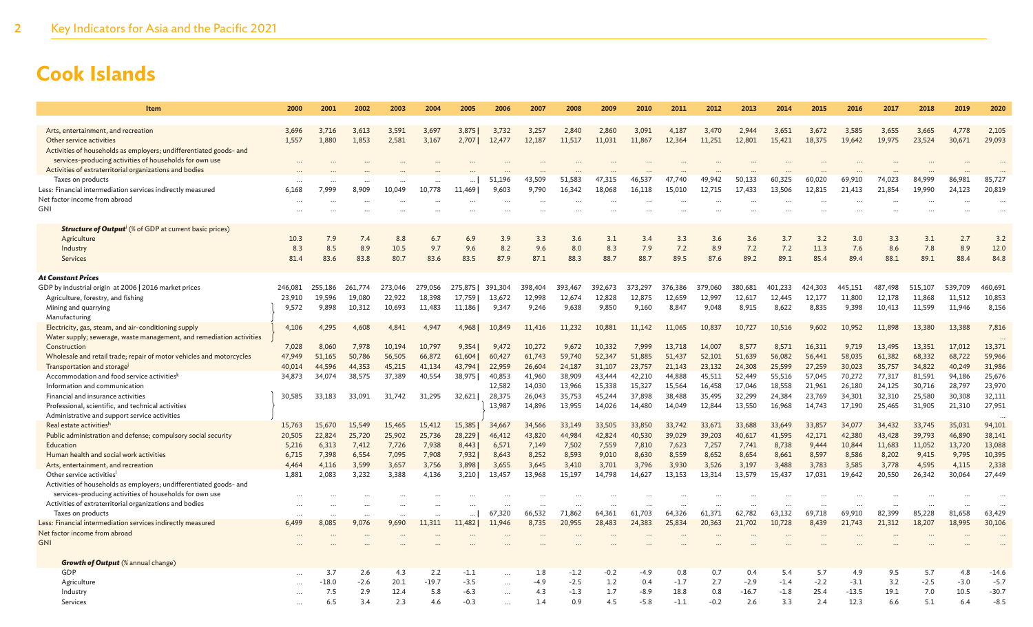# Cook Islands

| Item | 2000 | 2001 | 2002 | 2003 | 2004 | 2005 | 2006 | 2007 | 2008 | 2009 | 2010 | 2011 | 2012 | 2013 | 2014 | 2015 | 2016 | 2017 | 2018 | 2019 | 2020 |
|---|---|---|---|---|---|---|---|---|---|---|---|---|---|---|---|---|---|---|---|---|---|
| Arts, entertainment, and recreation | 3,696 | 3,716 | 3,613 | 3,591 | 3,697 | 3,875 \| | 3,732 | 3,257 | 2,840 | 2,860 | 3,091 | 4,187 | 3,470 | 2,944 | 3,651 | 3,672 | 3,585 | 3,655 | 3,665 | 4,778 | 2,105 |
| Other service activities | 1,557 | 1,880 | 1,853 | 2,581 | 3,167 | 2,707 \| | 12,477 | 12,187 | 11,517 | 11,031 | 11,867 | 12,364 | 11,251 | 12,801 | 15,421 | 18,375 | 19,642 | 19,975 | 23,524 | 30,671 | 29,093 |
| Activities of households as employers; undifferentiated goods- and services-producing activities of households for own use | ... | ... | ... | ... | ... | ... | ... | ... | ... | ... | ... | ... | ... | ... | ... | ... | ... | ... | ... | ... | ... |
| Activities of extraterritorial organizations and bodies | ... | ... | ... | ... | ... | ... | ... | ... | ... | ... | ... | ... | ... | ... | ... | ... | ... | ... | ... | ... | ... |
| Taxes on products | ... | ... | ... | ... | ... | ... \| | 51,196 | 43,509 | 51,583 | 47,315 | 46,537 | 47,740 | 49,942 | 50,133 | 60,325 | 60,020 | 69,910 | 74,023 | 84,999 | 86,981 | 85,727 |
| Less: Financial intermediation services indirectly measured | 6,168 | 7,999 | 8,909 | 10,049 | 10,778 | 11,469 \| | 9,603 | 9,790 | 16,342 | 18,068 | 16,118 | 15,010 | 12,715 | 17,433 | 13,506 | 12,815 | 21,413 | 21,854 | 19,990 | 24,123 | 20,819 |
| Net factor income from abroad | ... | ... | ... | ... | ... | ... | ... | ... | ... | ... | ... | ... | ... | ... | ... | ... | ... | ... | ... | ... | ... |
| GNI | ... | ... | ... | ... | ... | ... | ... | ... | ... | ... | ... | ... | ... | ... | ... | ... | ... | ... | ... | ... | ... |
| ***Structure of Output***[i] (% of GDP at current basic prices) | | | | | | | | | | | | | | | | | | | | | |
| Agriculture | 10.3 | 7.9 | 7.4 | 8.8 | 6.7 | 6.9 | 3.9 | 3.3 | 3.6 | 3.1 | 3.4 | 3.3 | 3.6 | 3.6 | 3.7 | 3.2 | 3.0 | 3.3 | 3.1 | 2.7 | 3.2 |
| Industry | 8.3 | 8.5 | 8.9 | 10.5 | 9.7 | 9.6 | 8.2 | 9.6 | 8.0 | 8.3 | 7.9 | 7.2 | 8.9 | 7.2 | 7.2 | 11.3 | 7.6 | 8.6 | 7.8 | 8.9 | 12.0 |
| Services | 81.4 | 83.6 | 83.8 | 80.7 | 83.6 | 83.5 | 87.9 | 87.1 | 88.3 | 88.7 | 88.7 | 89.5 | 87.6 | 89.2 | 89.1 | 85.4 | 89.4 | 88.1 | 89.1 | 88.4 | 84.8 |
| ***At Constant Prices*** | | | | | | | | | | | | | | | | | | | | | |
| GDP by industrial origin at 2006 \| 2016 market prices | 246,081 | 255,186 | 261,774 | 273,046 | 279,056 | 275,875 \| | 391,304 | 398,404 | 393,467 | 392,673 | 373,297 | 376,386 | 379,060 | 380,681 | 401,233 | 424,303 | 445,151 | 487,498 | 515,107 | 539,709 | 460,691 |
| Agriculture, forestry, and fishing | 23,910 | 19,596 | 19,080 | 22,922 | 18,398 | 17,759 \| | 13,672 | 12,998 | 12,674 | 12,828 | 12,875 | 12,659 | 12,997 | 12,617 | 12,445 | 12,177 | 11,800 | 12,178 | 11,868 | 11,512 | 10,853 |
| Mining and quarrying; Manufacturing | 9,572 | 9,898 | 10,312 | 10,693 | 11,483 | 11,186 \| | 9,347 | 9,246 | 9,638 | 9,850 | 9,160 | 8,847 | 9,048 | 8,915 | 8,622 | 8,835 | 9,398 | 10,413 | 11,599 | 11,946 | 8,156 |
| Electricity, gas, steam, and air-conditioning supply; Water supply; sewerage, waste management, and remediation activities | 4,106 | 4,295 | 4,608 | 4,841 | 4,947 | 4,968 \| | 10,849 | 11,416 | 11,232 | 10,881 | 11,142 | 11,065 | 10,837 | 10,727 | 10,516 | 9,602 | 10,952 | 11,898 | 13,380 | 13,388 | 7,816 |
| Construction | 7,028 | 8,060 | 7,978 | 10,194 | 10,797 | 9,354 \| | 9,472 | 10,272 | 9,672 | 10,332 | 7,999 | 13,718 | 14,007 | 8,577 | 8,571 | 16,311 | 9,719 | 13,495 | 13,351 | 17,012 | 13,371 |
| Wholesale and retail trade; repair of motor vehicles and motorcycles | 47,949 | 51,165 | 50,786 | 56,505 | 66,872 | 61,604 \| | 60,427 | 61,743 | 59,740 | 52,347 | 51,885 | 51,437 | 52,101 | 51,639 | 56,082 | 56,441 | 58,035 | 61,382 | 68,332 | 68,722 | 59,966 |
| Transportation and storage[j] | 40,014 | 44,596 | 44,353 | 45,215 | 41,134 | 43,794 \| | 22,959 | 26,604 | 24,187 | 31,107 | 23,757 | 21,143 | 23,132 | 24,308 | 25,599 | 27,259 | 30,023 | 35,757 | 34,822 | 40,249 | 31,986 |
| Accommodation and food service activities[k] | 34,873 | 34,074 | 38,575 | 37,389 | 40,554 | 38,975 \| | 40,853 | 41,960 | 38,909 | 43,444 | 42,210 | 44,888 | 45,511 | 52,449 | 55,516 | 57,045 | 70,272 | 77,317 | 81,591 | 94,186 | 25,676 |
| Information and communication | | | | | | | 12,582 | 14,030 | 13,966 | 15,338 | 15,327 | 15,564 | 16,458 | 17,046 | 18,558 | 21,961 | 26,180 | 24,125 | 30,716 | 28,797 | 23,970 |
| Financial and insurance activities | 30,585 | 33,183 | 33,091 | 31,742 | 31,295 | 32,621 \| | 28,375 | 26,043 | 35,753 | 45,244 | 37,898 | 38,488 | 35,495 | 32,299 | 24,384 | 23,769 | 34,301 | 32,310 | 25,580 | 30,308 | 32,111 |
| Professional, scientific, and technical activities; Administrative and support service activities | | | | | | | 13,987 | 14,896 | 13,955 | 14,026 | 14,480 | 14,049 | 12,844 | 13,550 | 16,968 | 14,743 | 17,190 | 25,465 | 31,905 | 21,310 | 27,951 |
| Real estate activities[h] | 15,763 | 15,670 | 15,549 | 15,465 | 15,412 | 15,385 \| | 34,667 | 34,566 | 33,149 | 33,505 | 33,850 | 33,742 | 33,671 | 33,688 | 33,649 | 33,857 | 34,077 | 34,432 | 33,745 | 35,031 | 94,101 |
| Public administration and defense; compulsory social security | 20,505 | 22,824 | 25,720 | 25,902 | 25,736 | 28,229 \| | 46,412 | 43,820 | 44,984 | 42,824 | 40,530 | 39,029 | 39,203 | 40,617 | 41,595 | 42,171 | 42,380 | 43,428 | 39,793 | 46,890 | 38,141 |
| Education | 5,216 | 6,313 | 7,412 | 7,726 | 7,938 | 8,443 \| | 6,571 | 7,149 | 7,502 | 7,559 | 7,810 | 7,623 | 7,257 | 7,741 | 8,738 | 9,444 | 10,844 | 11,683 | 11,052 | 13,720 | 13,088 |
| Human health and social work activities | 6,715 | 7,398 | 6,554 | 7,095 | 7,908 | 7,932 \| | 8,643 | 8,252 | 8,593 | 9,010 | 8,630 | 8,559 | 8,652 | 8,654 | 8,661 | 8,597 | 8,586 | 8,202 | 9,415 | 9,795 | 10,395 |
| Arts, entertainment, and recreation | 4,464 | 4,116 | 3,599 | 3,657 | 3,756 | 3,898 \| | 3,655 | 3,645 | 3,410 | 3,701 | 3,796 | 3,930 | 3,526 | 3,197 | 3,488 | 3,783 | 3,585 | 3,778 | 4,595 | 4,115 | 2,338 |
| Other service activities[l] | 1,881 | 2,083 | 3,232 | 3,388 | 4,136 | 3,210 \| | 13,457 | 13,968 | 15,197 | 14,798 | 14,627 | 13,153 | 13,314 | 13,579 | 15,437 | 17,031 | 19,642 | 20,550 | 26,342 | 30,064 | 27,449 |
| Activities of households as employers; undifferentiated goods- and services-producing activities of households for own use | ... | ... | ... | ... | ... | ... | ... | ... | ... | ... | ... | ... | ... | ... | ... | ... | ... | ... | ... | ... | ... |
| Activities of extraterritorial organizations and bodies | ... | ... | ... | ... | ... | ... | ... | ... | ... | ... | ... | ... | ... | ... | ... | ... | ... | ... | ... | ... | ... |
| Taxes on products | ... | ... | ... | ... | ... | ... \| | 67,320 | 66,532 | 71,862 | 64,361 | 61,703 | 64,326 | 61,371 | 62,782 | 63,132 | 69,718 | 69,910 | 82,399 | 85,228 | 81,658 | 63,429 |
| Less: Financial intermediation services indirectly measured | 6,499 | 8,085 | 9,076 | 9,690 | 11,311 | 11,482 \| | 11,946 | 8,735 | 20,955 | 28,483 | 24,383 | 25,834 | 20,363 | 21,702 | 10,728 | 8,439 | 21,743 | 21,312 | 18,207 | 18,995 | 30,106 |
| Net factor income from abroad | ... | ... | ... | ... | ... | ... | ... | ... | ... | ... | ... | ... | ... | ... | ... | ... | ... | ... | ... | ... | ... |
| GNI | ... | ... | ... | ... | ... | ... | ... | ... | ... | ... | ... | ... | ... | ... | ... | ... | ... | ... | ... | ... | ... |
| ***Growth of Output*** (% annual change) | | | | | | | | | | | | | | | | | | | | | |
| GDP | ... | 3.7 | 2.6 | 4.3 | 2.2 | -1.1 | ... | 1.8 | -1.2 | -0.2 | -4.9 | 0.8 | 0.7 | 0.4 | 5.4 | 5.7 | 4.9 | 9.5 | 5.7 | 4.8 | -14.6 |
| Agriculture | ... | -18.0 | -2.6 | 20.1 | -19.7 | -3.5 | ... | -4.9 | -2.5 | 1.2 | 0.4 | -1.7 | 2.7 | -2.9 | -1.4 | -2.2 | -3.1 | 3.2 | -2.5 | -3.0 | -5.7 |
| Industry | ... | 7.5 | 2.9 | 12.4 | 5.8 | -6.3 | ... | 4.3 | -1.3 | 1.7 | -8.9 | 18.8 | 0.8 | -16.7 | -1.8 | 25.4 | -13.5 | 19.1 | 7.0 | 10.5 | -30.7 |
| Services | ... | 6.5 | 3.4 | 2.3 | 4.6 | -0.3 | ... | 1.4 | 0.9 | 4.5 | -5.8 | -1.1 | -0.2 | 2.6 | 3.3 | 2.4 | 12.3 | 6.6 | 5.1 | 6.4 | -8.5 |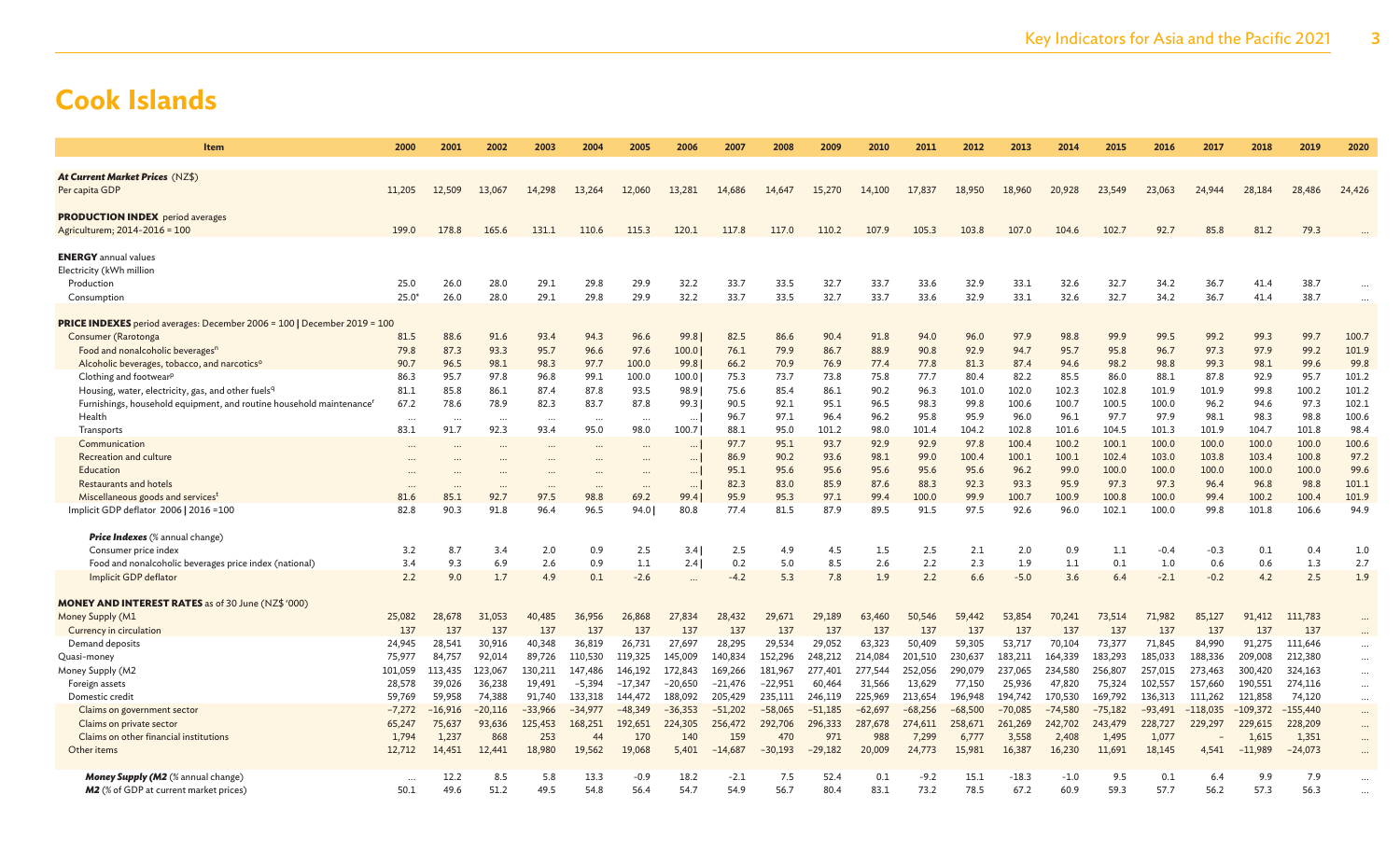# Cook Islands

| Item | 2000 | 2001 | 2002 | 2003 | 2004 | 2005 | 2006 | 2007 | 2008 | 2009 | 2010 | 2011 | 2012 | 2013 | 2014 | 2015 | 2016 | 2017 | 2018 | 2019 | 2020 |
|---|---|---|---|---|---|---|---|---|---|---|---|---|---|---|---|---|---|---|---|---|---|
| ***At Current Market Prices*** (NZ$) | | | | | | | | | | | | | | | | | | | | | |
| Per capita GDP | 11,205 | 12,509 | 13,067 | 14,298 | 13,264 | 12,060 | 13,281 | 14,686 | 14,647 | 15,270 | 14,100 | 17,837 | 18,950 | 18,960 | 20,928 | 23,549 | 23,063 | 24,944 | 28,184 | 28,486 | 24,426 |
| **PRODUCTION INDEX** period averages | | | | | | | | | | | | | | | | | | | | | |
| Agriculture[m]; 2014–2016 = 100 | 199.0 | 178.8 | 165.6 | 131.1 | 110.6 | 115.3 | 120.1 | 117.8 | 117.0 | 110.2 | 107.9 | 105.3 | 103.8 | 107.0 | 104.6 | 102.7 | 92.7 | 85.8 | 81.2 | 79.3 | … |
| **ENERGY** annual values | | | | | | | | | | | | | | | | | | | | | |
| Electricity (kWh million | | | | | | | | | | | | | | | | | | | | | |
| Production | 25.0 | 26.0 | 28.0 | 29.1 | 29.8 | 29.9 | 32.2 | 33.7 | 33.5 | 32.7 | 33.7 | 33.6 | 32.9 | 33.1 | 32.6 | 32.7 | 34.2 | 36.7 | 41.4 | 38.7 | … |
| Consumption | 25.0* | 26.0 | 28.0 | 29.1 | 29.8 | 29.9 | 32.2 | 33.7 | 33.5 | 32.7 | 33.7 | 33.6 | 32.9 | 33.1 | 32.6 | 32.7 | 34.2 | 36.7 | 41.4 | 38.7 | … |
| **PRICE INDEXES** period averages: December 2006 = 100 \| December 2019 = 100 | | | | | | | | | | | | | | | | | | | | | |
| Consumer (Rarotonga | 81.5 | 88.6 | 91.6 | 93.4 | 94.3 | 96.6 | 99.8 \| | 82.5 | 86.6 | 90.4 | 91.8 | 94.0 | 96.0 | 97.9 | 98.8 | 99.9 | 99.5 | 99.2 | 99.3 | 99.7 | 100.7 |
| Food and nonalcoholic beverages[n] | 79.8 | 87.3 | 93.3 | 95.7 | 96.6 | 97.6 | 100.0 \| | 76.1 | 79.9 | 86.7 | 88.9 | 90.8 | 92.9 | 94.7 | 95.7 | 95.8 | 96.7 | 97.3 | 97.9 | 99.2 | 101.9 |
| Alcoholic beverages, tobacco, and narcotics[o] | 90.7 | 96.5 | 98.1 | 98.3 | 97.7 | 100.0 | 99.8 \| | 66.2 | 70.9 | 76.9 | 77.4 | 77.8 | 81.3 | 87.4 | 94.6 | 98.2 | 98.8 | 99.3 | 98.1 | 99.6 | 99.8 |
| Clothing and footwear[p] | 86.3 | 95.7 | 97.8 | 96.8 | 99.1 | 100.0 | 100.0 \| | 75.3 | 73.7 | 73.8 | 75.8 | 77.7 | 80.4 | 82.2 | 85.5 | 86.0 | 88.1 | 87.8 | 92.9 | 95.7 | 101.2 |
| Housing, water, electricity, gas, and other fuels[q] | 81.1 | 85.8 | 86.1 | 87.4 | 87.8 | 93.5 | 98.9 \| | 75.6 | 85.4 | 86.1 | 90.2 | 96.3 | 101.0 | 102.0 | 102.3 | 102.8 | 101.9 | 101.9 | 99.8 | 100.2 | 101.2 |
| Furnishings, household equipment, and routine household maintenance[r] | 67.2 | 78.6 | 78.9 | 82.3 | 83.7 | 87.8 | 99.3 \| | 90.5 | 92.1 | 95.1 | 96.5 | 98.3 | 99.8 | 100.6 | 100.7 | 100.5 | 100.0 | 96.2 | 94.6 | 97.3 | 102.1 |
| Health | … | … | … | … | … | … | … \| | 96.7 | 97.1 | 96.4 | 96.2 | 95.8 | 95.9 | 96.0 | 96.1 | 97.7 | 97.9 | 98.1 | 98.3 | 98.8 | 100.6 |
| Transports | 83.1 | 91.7 | 92.3 | 93.4 | 95.0 | 98.0 | 100.7 \| | 88.1 | 95.0 | 101.2 | 98.0 | 101.4 | 104.2 | 102.8 | 101.6 | 104.5 | 101.3 | 101.9 | 104.7 | 101.8 | 98.4 |
| Communication | … | … | … | … | … | … | … \| | 97.7 | 95.1 | 93.7 | 92.9 | 92.9 | 97.8 | 100.4 | 100.2 | 100.1 | 100.0 | 100.0 | 100.0 | 100.0 | 100.6 |
| Recreation and culture | … | … | … | … | … | … | … \| | 86.9 | 90.2 | 93.6 | 98.1 | 99.0 | 100.4 | 100.1 | 100.1 | 102.4 | 103.0 | 103.8 | 103.4 | 100.8 | 97.2 |
| Education | … | … | … | … | … | … | … \| | 95.1 | 95.6 | 95.6 | 95.6 | 95.6 | 95.6 | 96.2 | 99.0 | 100.0 | 100.0 | 100.0 | 100.0 | 100.0 | 99.6 |
| Restaurants and hotels | … | … | … | … | … | … | … \| | 82.3 | 83.0 | 85.9 | 87.6 | 88.3 | 92.3 | 93.3 | 95.9 | 97.3 | 97.3 | 96.4 | 96.8 | 98.8 | 101.1 |
| Miscellaneous goods and services[t] | 81.6 | 85.1 | 92.7 | 97.5 | 98.8 | 69.2 | 99.4 \| | 95.9 | 95.3 | 97.1 | 99.4 | 100.0 | 99.9 | 100.7 | 100.9 | 100.8 | 100.0 | 99.4 | 100.2 | 100.4 | 101.9 |
| Implicit GDP deflator 2006 \| 2016 =100 | 82.8 | 90.3 | 91.8 | 96.4 | 96.5 | 94.0 \| | 80.8 | 77.4 | 81.5 | 87.9 | 89.5 | 91.5 | 97.5 | 92.6 | 96.0 | 102.1 | 100.0 | 99.8 | 101.8 | 106.6 | 94.9 |
| ***Price Indexes*** (% annual change) | | | | | | | | | | | | | | | | | | | | | |
| Consumer price index | 3.2 | 8.7 | 3.4 | 2.0 | 0.9 | 2.5 | 3.4 \| | 2.5 | 4.9 | 4.5 | 1.5 | 2.5 | 2.1 | 2.0 | 0.9 | 1.1 | -0.4 | -0.3 | 0.1 | 0.4 | 1.0 |
| Food and nonalcoholic beverages price index (national) | 3.4 | 9.3 | 6.9 | 2.6 | 0.9 | 1.1 | 2.4 \| | 0.2 | 5.0 | 8.5 | 2.6 | 2.2 | 2.3 | 1.9 | 1.1 | 0.1 | 1.0 | 0.6 | 0.6 | 1.3 | 2.7 |
| Implicit GDP deflator | 2.2 | 9.0 | 1.7 | 4.9 | 0.1 | -2.6 | … | -4.2 | 5.3 | 7.8 | 1.9 | 2.2 | 6.6 | -5.0 | 3.6 | 6.4 | -2.1 | -0.2 | 4.2 | 2.5 | 1.9 |
| **MONEY AND INTEREST RATES** as of 30 June (NZ$ '000) | | | | | | | | | | | | | | | | | | | | | |
| Money Supply (M1 | 25,082 | 28,678 | 31,053 | 40,485 | 36,956 | 26,868 | 27,834 | 28,432 | 29,671 | 29,189 | 63,460 | 50,546 | 59,442 | 53,854 | 70,241 | 73,514 | 71,982 | 85,127 | 91,412 | 111,783 | … |
| Currency in circulation | 137 | 137 | 137 | 137 | 137 | 137 | 137 | 137 | 137 | 137 | 137 | 137 | 137 | 137 | 137 | 137 | 137 | 137 | 137 | 137 | … |
| Demand deposits | 24,945 | 28,541 | 30,916 | 40,348 | 36,819 | 26,731 | 27,697 | 28,295 | 29,534 | 29,052 | 63,323 | 50,409 | 59,305 | 53,717 | 70,104 | 73,377 | 71,845 | 84,990 | 91,275 | 111,646 | … |
| Quasi-money | 75,977 | 84,757 | 92,014 | 89,726 | 110,530 | 119,325 | 145,009 | 140,834 | 152,296 | 248,212 | 214,084 | 201,510 | 230,637 | 183,211 | 164,339 | 183,293 | 185,033 | 188,336 | 209,008 | 212,380 | … |
| Money Supply (M2 | 101,059 | 113,435 | 123,067 | 130,211 | 147,486 | 146,192 | 172,843 | 169,266 | 181,967 | 277,401 | 277,544 | 252,056 | 290,079 | 237,065 | 234,580 | 256,807 | 257,015 | 273,463 | 300,420 | 324,163 | … |
| Foreign assets | 28,578 | 39,026 | 36,238 | 19,491 | -5,394 | -17,347 | -20,650 | -21,476 | -22,951 | 60,464 | 31,566 | 13,629 | 77,150 | 25,936 | 47,820 | 75,324 | 102,557 | 157,660 | 190,551 | 274,116 | … |
| Domestic credit | 59,769 | 59,958 | 74,388 | 91,740 | 133,318 | 144,472 | 188,092 | 205,429 | 235,111 | 246,119 | 225,969 | 213,654 | 196,948 | 194,742 | 170,530 | 169,792 | 136,313 | 111,262 | 121,858 | 74,120 | … |
| Claims on government sector | -7,272 | -16,916 | -20,116 | -33,966 | -34,977 | -48,349 | -36,353 | -51,202 | -58,065 | -51,185 | -62,697 | -68,256 | -68,500 | -70,085 | -74,580 | -75,182 | -93,491 | -118,035 | -109,372 | -155,440 | … |
| Claims on private sector | 65,247 | 75,637 | 93,636 | 125,453 | 168,251 | 192,651 | 224,305 | 256,472 | 292,706 | 296,333 | 287,678 | 274,611 | 258,671 | 261,269 | 242,702 | 243,479 | 228,727 | 229,297 | 229,615 | 228,209 | … |
| Claims on other financial institutions | 1,794 | 1,237 | 868 | 253 | 44 | 170 | 140 | 159 | 470 | 971 | 988 | 7,299 | 6,777 | 3,558 | 2,408 | 1,495 | 1,077 | – | 1,615 | 1,351 | … |
| Other items | 12,712 | 14,451 | 12,441 | 18,980 | 19,562 | 19,068 | 5,401 | -14,687 | -30,193 | -29,182 | 20,009 | 24,773 | 15,981 | 16,387 | 16,230 | 11,691 | 18,145 | 4,541 | -11,989 | -24,073 | … |
| ***Money Supply (M2*** (% annual change) | … | 12.2 | 8.5 | 5.8 | 13.3 | -0.9 | 18.2 | -2.1 | 7.5 | 52.4 | 0.1 | -9.2 | 15.1 | -18.3 | -1.0 | 9.5 | 0.1 | 6.4 | 9.9 | 7.9 | … |
| ***M2*** (% of GDP at current market prices) | 50.1 | 49.6 | 51.2 | 49.5 | 54.8 | 56.4 | 54.7 | 54.9 | 56.7 | 80.4 | 83.1 | 73.2 | 78.5 | 67.2 | 60.9 | 59.3 | 57.7 | 56.2 | 57.3 | 56.3 | … |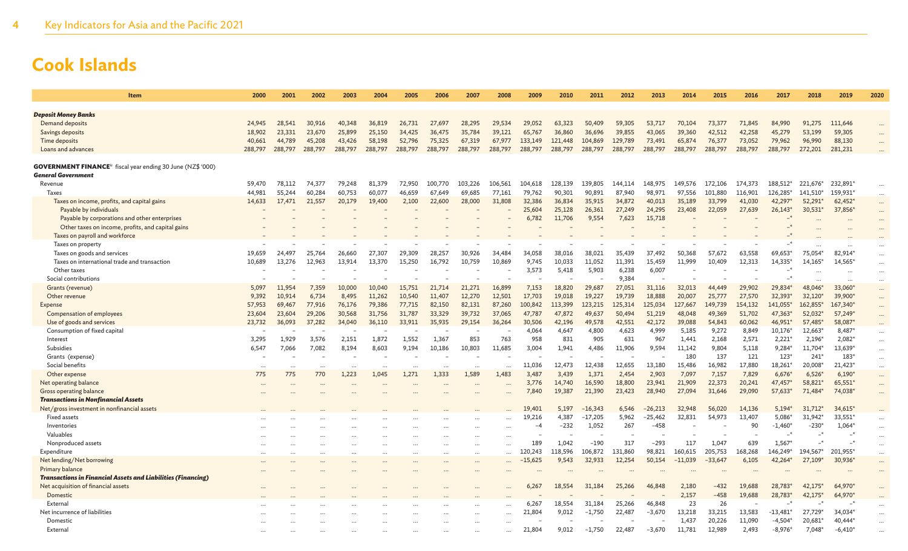# Cook Islands

| Item | 2000 | 2001 | 2002 | 2003 | 2004 | 2005 | 2006 | 2007 | 2008 | 2009 | 2010 | 2011 | 2012 | 2013 | 2014 | 2015 | 2016 | 2017 | 2018 | 2019 | 2020 |
|---|---|---|---|---|---|---|---|---|---|---|---|---|---|---|---|---|---|---|---|---|---|
| ***Deposit Money Banks*** | | | | | | | | | | | | | | | | | | | | | |
| Demand deposits | 24,945 | 28,541 | 30,916 | 40,348 | 36,819 | 26,731 | 27,697 | 28,295 | 29,534 | 29,052 | 63,323 | 50,409 | 59,305 | 53,717 | 70,104 | 73,377 | 71,845 | 84,990 | 91,275 | 111,646 | ... |
| Savings deposits | 18,902 | 23,331 | 23,670 | 25,899 | 25,150 | 34,425 | 36,475 | 35,784 | 39,121 | 65,767 | 36,860 | 36,696 | 39,855 | 43,065 | 39,360 | 42,512 | 42,258 | 45,279 | 53,199 | 59,305 | ... |
| Time deposits | 40,661 | 44,789 | 45,208 | 43,426 | 58,198 | 52,796 | 75,325 | 67,319 | 67,977 | 133,149 | 121,448 | 104,869 | 129,789 | 73,491 | 65,874 | 76,377 | 73,052 | 79,962 | 96,990 | 88,130 | ... |
| Loans and advances | 288,797 | 288,797 | 288,797 | 288,797 | 288,797 | 288,797 | 288,797 | 288,797 | 288,797 | 288,797 | 288,797 | 288,797 | 288,797 | 288,797 | 288,797 | 288,797 | 288,797 | 288,797 | 272,201 | 281,231 | ... |
| **GOVERNMENT FINANCE**[u] fiscal year ending 30 June (NZ$ '000) | | | | | | | | | | | | | | | | | | | | | |
| ***General Government*** | | | | | | | | | | | | | | | | | | | | | |
| Revenue | 59,470 | 78,112 | 74,377 | 79,248 | 81,379 | 72,950 | 100,770 | 103,226 | 106,561 | 104,618 | 128,139 | 139,805 | 144,114 | 148,975 | 149,576 | 172,106 | 174,373 | 188,512* | 221,676* | 232,891* | ... |
| Taxes | 44,981 | 55,244 | 60,284 | 60,753 | 60,077 | 46,659 | 67,649 | 69,685 | 77,161 | 79,762 | 90,301 | 90,891 | 87,940 | 98,971 | 97,556 | 101,880 | 116,901 | 126,285* | 141,510* | 159,931* | ... |
| Taxes on income, profits, and capital gains | 14,633 | 17,471 | 21,557 | 20,179 | 19,400 | 2,100 | 22,600 | 28,000 | 31,808 | 32,386 | 36,834 | 35,915 | 34,872 | 40,013 | 35,189 | 33,799 | 41,030 | 42,297* | 52,291* | 62,452* | ... |
| Payable by individuals | – | – | – | – | – | – | – | – | – | 25,604 | 25,128 | 26,361 | 27,249 | 24,295 | 23,408 | 22,059 | 27,639 | 26,143* | 30,531* | 37,856* | ... |
| Payable by corporations and other enterprises | – | – | – | – | – | – | – | – | – | 6,782 | 11,706 | 9,554 | 7,623 | 15,718 | – | – | – | –* | ... | ... | ... |
| Other taxes on income, profits, and capital gains | – | – | – | – | – | – | – | – | – | – | – | – | – | – | – | – | – | –* | ... | ... | ... |
| Taxes on payroll and workforce | – | – | – | – | – | – | – | – | – | – | – | – | – | – | – | – | – | –* | ... | ... | ... |
| Taxes on property | – | – | – | – | – | – | – | – | – | – | – | – | – | – | – | – | – | –* | ... | ... | ... |
| Taxes on goods and services | 19,659 | 24,497 | 25,764 | 26,660 | 27,307 | 29,309 | 28,257 | 30,926 | 34,484 | 34,058 | 38,016 | 38,021 | 35,439 | 37,492 | 50,368 | 57,672 | 63,558 | 69,653* | 75,054* | 82,914* | ... |
| Taxes on international trade and transaction | 10,689 | 13,276 | 12,963 | 13,914 | 13,370 | 15,250 | 16,792 | 10,759 | 10,869 | 9,745 | 10,033 | 11,052 | 11,391 | 15,459 | 11,999 | 10,409 | 12,313 | 14,335* | 14,165* | 14,565* | ... |
| Other taxes | – | – | – | – | – | – | – | – | – | 3,573 | 5,418 | 5,903 | 6,238 | 6,007 | – | – | – | –* | ... | ... | ... |
| Social contributions | – | – | – | – | – | – | – | – | – | – | – | – | 9,384 | – | – | – | – | –* | ... | ... | ... |
| Grants (revenue) | 5,097 | 11,954 | 7,359 | 10,000 | 10,040 | 15,751 | 21,714 | 21,271 | 16,899 | 7,153 | 18,820 | 29,687 | 27,051 | 31,116 | 32,013 | 44,449 | 29,902 | 29,834* | 48,046* | 33,060* | ... |
| Other revenue | 9,392 | 10,914 | 6,734 | 8,495 | 11,262 | 10,540 | 11,407 | 12,270 | 12,501 | 17,703 | 19,018 | 19,227 | 19,739 | 18,888 | 20,007 | 25,777 | 27,570 | 32,393* | 32,120* | 39,900* | ... |
| Expense | 57,953 | 69,467 | 77,916 | 76,176 | 79,386 | 77,715 | 82,150 | 82,131 | 87,260 | 100,842 | 113,399 | 123,215 | 125,314 | 125,034 | 127,667 | 149,739 | 154,132 | 141,055* | 162,855* | 167,340* | ... |
| Compensation of employees | 23,604 | 23,604 | 29,206 | 30,568 | 31,756 | 31,787 | 33,329 | 39,732 | 37,065 | 47,787 | 47,872 | 49,637 | 50,494 | 51,219 | 48,048 | 49,369 | 51,702 | 47,363* | 52,032* | 57,249* | ... |
| Use of goods and services | 23,732 | 36,093 | 37,282 | 34,040 | 36,110 | 33,911 | 35,935 | 29,154 | 36,264 | 30,506 | 42,196 | 49,578 | 42,551 | 42,172 | 39,088 | 54,843 | 60,062 | 46,951* | 57,485* | 58,087* | ... |
| Consumption of fixed capital | – | – | – | – | – | – | – | – | – | 4,064 | 4,647 | 4,800 | 4,623 | 4,999 | 5,185 | 9,272 | 8,849 | 10,176* | 12,663* | 8,487* | ... |
| Interest | 3,295 | 1,929 | 3,576 | 2,151 | 1,872 | 1,552 | 1,367 | 853 | 763 | 958 | 831 | 905 | 631 | 967 | 1,441 | 2,168 | 2,571 | 2,221* | 2,196* | 2,082* | ... |
| Subsidies | 6,547 | 7,066 | 7,082 | 8,194 | 8,603 | 9,194 | 10,186 | 10,803 | 11,685 | 3,004 | 1,941 | 4,486 | 11,906 | 9,594 | 11,142 | 9,804 | 5,118 | 9,284* | 11,704* | 13,639* | ... |
| Grants (expense) | – | – | – | – | – | – | – | – | – | – | – | – | – | – | 180 | 137 | 121 | 123* | 241* | 183* | ... |
| Social benefits | ... | ... | ... | ... | ... | ... | ... | ... | ... | 11,036 | 12,473 | 12,438 | 12,655 | 13,180 | 15,486 | 16,982 | 17,880 | 18,261* | 20,008* | 21,423* | ... |
| Other expense | 775 | 775 | 770 | 1,223 | 1,045 | 1,271 | 1,333 | 1,589 | 1,483 | 3,487 | 3,439 | 1,371 | 2,454 | 2,903 | 7,097 | 7,157 | 7,829 | 6,676* | 6,526* | 6,190* | ... |
| Net operating balance | ... | ... | ... | ... | ... | ... | ... | ... | ... | 3,776 | 14,740 | 16,590 | 18,800 | 23,941 | 21,909 | 22,373 | 20,241 | 47,457* | 58,821* | 65,551* | ... |
| Gross operating balance | ... | ... | ... | ... | ... | ... | ... | ... | ... | 7,840 | 19,387 | 21,390 | 23,423 | 28,940 | 27,094 | 31,646 | 29,090 | 57,633* | 71,484* | 74,038* | ... |
| ***Transactions in Nonfinancial Assets*** | | | | | | | | | | | | | | | | | | | | | |
| Net/gross investment in nonfinancial assets | ... | ... | ... | ... | ... | ... | ... | ... | ... | 19,401 | 5,197 | −16,343 | 6,546 | −26,213 | 32,948 | 56,020 | 14,136 | 5,194* | 31,712* | 34,615* | ... |
| Fixed assets | ... | ... | ... | ... | ... | ... | ... | ... | ... | 19,216 | 4,387 | −17,205 | 5,962 | −25,462 | 32,831 | 54,973 | 13,407 | 5,086* | 31,942* | 33,551* | ... |
| Inventories | ... | ... | ... | ... | ... | ... | ... | ... | ... | −4 | −232 | 1,052 | 267 | −458 | – | – | 90 | −1,460* | −230* | 1,064* | ... |
| Valuables | ... | ... | ... | ... | ... | ... | ... | ... | ... | – | – | – | – | – | – | – | – | –* | –* | –* | ... |
| Nonproduced assets | ... | ... | ... | ... | ... | ... | ... | ... | ... | 189 | 1,042 | −190 | 317 | −293 | 117 | 1,047 | 639 | 1,567* | –* | –* | ... |
| Expenditure | ... | ... | ... | ... | ... | ... | ... | ... | ... | 120,243 | 118,596 | 106,872 | 131,860 | 98,821 | 160,615 | 205,753 | 168,268 | 146,249* | 194,567* | 201,955* | ... |
| Net lending/Net borrowing | ... | ... | ... | ... | ... | ... | ... | ... | ... | −15,625 | 9,543 | 32,933 | 12,254 | 50,154 | −11,039 | −33,647 | 6,105 | 42,264* | 27,109* | 30,936* | ... |
| Primary balance | ... | ... | ... | ... | ... | ... | ... | ... | ... | ... | ... | ... | ... | ... | ... | ... | ... | ... | ... | ... | ... |
| ***Transactions in Financial Assets and Liabilities (Financing)*** | | | | | | | | | | | | | | | | | | | | | |
| Net acquisition of financial assets | ... | ... | ... | ... | ... | ... | ... | ... | ... | 6,267 | 18,554 | 31,184 | 25,266 | 46,848 | 2,180 | −432 | 19,688 | 28,783* | 42,175* | 64,970* | ... |
| Domestic | ... | ... | ... | ... | ... | ... | ... | ... | ... | – | – | – | – | – | 2,157 | −458 | 19,688 | 28,783* | 42,175* | 64,970* | ... |
| External | ... | ... | ... | ... | ... | ... | ... | ... | ... | 6,267 | 18,554 | 31,184 | 25,266 | 46,848 | 23 | 26 | – | –* | –* | –* | ... |
| Net incurrence of liabilities | ... | ... | ... | ... | ... | ... | ... | ... | ... | 21,804 | 9,012 | −1,750 | 22,487 | −3,670 | 13,218 | 33,215 | 13,583 | −13,481* | 27,729* | 34,034* | ... |
| Domestic | ... | ... | ... | ... | ... | ... | ... | ... | ... | – | – | – | – | – | 1,437 | 20,226 | 11,090 | −4,504* | 20,681* | 40,444* | ... |
| External | ... | ... | ... | ... | ... | ... | ... | ... | ... | 21,804 | 9,012 | −1,750 | 22,487 | −3,670 | 11,781 | 12,989 | 2,493 | −8,976* | 7,048* | −6,410* | ... |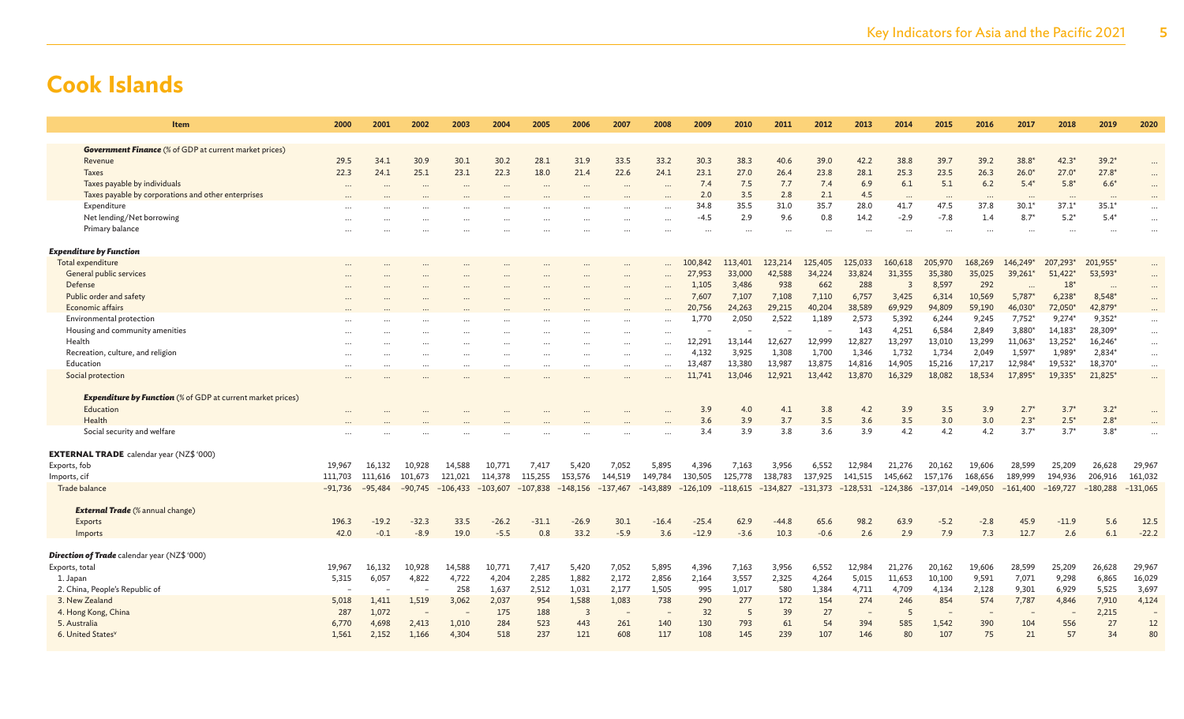# Cook Islands

| Item | 2000 | 2001 | 2002 | 2003 | 2004 | 2005 | 2006 | 2007 | 2008 | 2009 | 2010 | 2011 | 2012 | 2013 | 2014 | 2015 | 2016 | 2017 | 2018 | 2019 | 2020 |
|---|---|---|---|---|---|---|---|---|---|---|---|---|---|---|---|---|---|---|---|---|---|
| ***Government Finance*** (% of GDP at current market prices) | | | | | | | | | | | | | | | | | | | | | |
| Revenue | 29.5 | 34.1 | 30.9 | 30.1 | 30.2 | 28.1 | 31.9 | 33.5 | 33.2 | 30.3 | 38.3 | 40.6 | 39.0 | 42.2 | 38.8 | 39.7 | 39.2 | 38.8* | 42.3* | 39.2* | … |
| Taxes | 22.3 | 24.1 | 25.1 | 23.1 | 22.3 | 18.0 | 21.4 | 22.6 | 24.1 | 23.1 | 27.0 | 26.4 | 23.8 | 28.1 | 25.3 | 23.5 | 26.3 | 26.0* | 27.0* | 27.8* | … |
| Taxes payable by individuals | … | … | … | … | … | … | … | … | … | 7.4 | 7.5 | 7.7 | 7.4 | 6.9 | 6.1 | 5.1 | 6.2 | 5.4* | 5.8* | 6.6* | … |
| Taxes payable by corporations and other enterprises | … | … | … | … | … | … | … | … | … | 2.0 | 3.5 | 2.8 | 2.1 | 4.5 | … | … | … | … | … | … | … |
| Expenditure | … | … | … | … | … | … | … | … | … | 34.8 | 35.5 | 31.0 | 35.7 | 28.0 | 41.7 | 47.5 | 37.8 | 30.1* | 37.1* | 35.1* | … |
| Net lending/Net borrowing | … | … | … | … | … | … | … | … | … | -4.5 | 2.9 | 9.6 | 0.8 | 14.2 | -2.9 | -7.8 | 1.4 | 8.7* | 5.2* | 5.4* | … |
| Primary balance | … | … | … | … | … | … | … | … | … | … | … | … | … | … | … | … | … | … | … | … | … |
| ***Expenditure by Function*** | | | | | | | | | | | | | | | | | | | | | |
| Total expenditure | … | … | … | … | … | … | … | … | … | 100,842 | 113,401 | 123,214 | 125,405 | 125,033 | 160,618 | 205,970 | 168,269 | 146,249* | 207,293* | 201,955* | … |
| General public services | … | … | … | … | … | … | … | … | … | 27,953 | 33,000 | 42,588 | 34,224 | 33,824 | 31,355 | 35,380 | 35,025 | 39,261* | 51,422* | 53,593* | … |
| Defense | … | … | … | … | … | … | … | … | … | 1,105 | 3,486 | 938 | 662 | 288 | 3 | 8,597 | 292 | … | 18* | … | … |
| Public order and safety | … | … | … | … | … | … | … | … | … | 7,607 | 7,107 | 7,108 | 7,110 | 6,757 | 3,425 | 6,314 | 10,569 | 5,787* | 6,238* | 8,548* | … |
| Economic affairs | … | … | … | … | … | … | … | … | … | 20,756 | 24,263 | 29,215 | 40,204 | 38,589 | 69,929 | 94,809 | 59,190 | 46,030* | 72,050* | 42,879* | … |
| Environmental protection | … | … | … | … | … | … | … | … | … | 1,770 | 2,050 | 2,522 | 1,189 | 2,573 | 5,392 | 6,244 | 9,245 | 7,752* | 9,274* | 9,352* | … |
| Housing and community amenities | … | … | … | … | … | … | … | … | … | – | – | – | – | 143 | 4,251 | 6,584 | 2,849 | 3,880* | 14,183* | 28,309* | … |
| Health | … | … | … | … | … | … | … | … | … | 12,291 | 13,144 | 12,627 | 12,999 | 12,827 | 13,297 | 13,010 | 13,299 | 11,063* | 13,252* | 16,246* | … |
| Recreation, culture, and religion | … | … | … | … | … | … | … | … | … | 4,132 | 3,925 | 1,308 | 1,700 | 1,346 | 1,732 | 1,734 | 2,049 | 1,597* | 1,989* | 2,834* | … |
| Education | … | … | … | … | … | … | … | … | … | 13,487 | 13,380 | 13,987 | 13,875 | 14,816 | 14,905 | 15,216 | 17,217 | 12,984* | 19,532* | 18,370* | … |
| Social protection | … | … | … | … | … | … | … | … | … | 11,741 | 13,046 | 12,921 | 13,442 | 13,870 | 16,329 | 18,082 | 18,534 | 17,895* | 19,335* | 21,825* | … |
| ***Expenditure by Function*** (% of GDP at current market prices) | | | | | | | | | | | | | | | | | | | | | |
| Education | … | … | … | … | … | … | … | … | … | 3.9 | 4.0 | 4.1 | 3.8 | 4.2 | 3.9 | 3.5 | 3.9 | 2.7* | 3.7* | 3.2* | … |
| Health | … | … | … | … | … | … | … | … | … | 3.6 | 3.9 | 3.7 | 3.5 | 3.6 | 3.5 | 3.0 | 3.0 | 2.3* | 2.5* | 2.8* | … |
| Social security and welfare | … | … | … | … | … | … | … | … | … | 3.4 | 3.9 | 3.8 | 3.6 | 3.9 | 4.2 | 4.2 | 4.2 | 3.7* | 3.7* | 3.8* | … |
| **EXTERNAL TRADE** calendar year (NZ$ '000) | | | | | | | | | | | | | | | | | | | | | |
| Exports, fob | 19,967 | 16,132 | 10,928 | 14,588 | 10,771 | 7,417 | 5,420 | 7,052 | 5,895 | 4,396 | 7,163 | 3,956 | 6,552 | 12,984 | 21,276 | 20,162 | 19,606 | 28,599 | 25,209 | 26,628 | 29,967 |
| Imports, cif | 111,703 | 111,616 | 101,673 | 121,021 | 114,378 | 115,255 | 153,576 | 144,519 | 149,784 | 130,505 | 125,778 | 138,783 | 137,925 | 141,515 | 145,662 | 157,176 | 168,656 | 189,999 | 194,936 | 206,916 | 161,032 |
| Trade balance | -91,736 | -95,484 | -90,745 | -106,433 | -103,607 | -107,838 | -148,156 | -137,467 | -143,889 | -126,109 | -118,615 | -134,827 | -131,373 | -128,531 | -124,386 | -137,014 | -149,050 | -161,400 | -169,727 | -180,288 | -131,065 |
| ***External Trade*** (% annual change) | | | | | | | | | | | | | | | | | | | | | |
| Exports | 196.3 | -19.2 | -32.3 | 33.5 | -26.2 | -31.1 | -26.9 | 30.1 | -16.4 | -25.4 | 62.9 | -44.8 | 65.6 | 98.2 | 63.9 | -5.2 | -2.8 | 45.9 | -11.9 | 5.6 | 12.5 |
| Imports | 42.0 | -0.1 | -8.9 | 19.0 | -5.5 | 0.8 | 33.2 | -5.9 | 3.6 | -12.9 | -3.6 | 10.3 | -0.6 | 2.6 | 2.9 | 7.9 | 7.3 | 12.7 | 2.6 | 6.1 | -22.2 |
| ***Direction of Trade*** calendar year (NZ$ '000) | | | | | | | | | | | | | | | | | | | | | |
| Exports, total | 19,967 | 16,132 | 10,928 | 14,588 | 10,771 | 7,417 | 5,420 | 7,052 | 5,895 | 4,396 | 7,163 | 3,956 | 6,552 | 12,984 | 21,276 | 20,162 | 19,606 | 28,599 | 25,209 | 26,628 | 29,967 |
| 1. Japan | 5,315 | 6,057 | 4,822 | 4,722 | 4,204 | 2,285 | 1,882 | 2,172 | 2,856 | 2,164 | 3,557 | 2,325 | 4,264 | 5,015 | 11,653 | 10,100 | 9,591 | 7,071 | 9,298 | 6,865 | 16,029 |
| 2. China, People's Republic of | – | – | – | 258 | 1,637 | 2,512 | 1,031 | 2,177 | 1,505 | 995 | 1,017 | 580 | 1,384 | 4,711 | 4,709 | 4,134 | 2,128 | 9,301 | 6,929 | 5,525 | 3,697 |
| 3. New Zealand | 5,018 | 1,411 | 1,519 | 3,062 | 2,037 | 954 | 1,588 | 1,083 | 738 | 290 | 277 | 172 | 154 | 274 | 246 | 854 | 574 | 7,787 | 4,846 | 7,910 | 4,124 |
| 4. Hong Kong, China | 287 | 1,072 | – | – | 175 | 188 | 3 | – | – | 32 | 5 | 39 | 27 | – | 5 | – | – | – | – | 2,215 | – |
| 5. Australia | 6,770 | 4,698 | 2,413 | 1,010 | 284 | 523 | 443 | 261 | 140 | 130 | 793 | 61 | 54 | 394 | 585 | 1,542 | 390 | 104 | 556 | 27 | 12 |
| 6. United States[y] | 1,561 | 2,152 | 1,166 | 4,304 | 518 | 237 | 121 | 608 | 117 | 108 | 145 | 239 | 107 | 146 | 80 | 107 | 75 | 21 | 57 | 34 | 80 |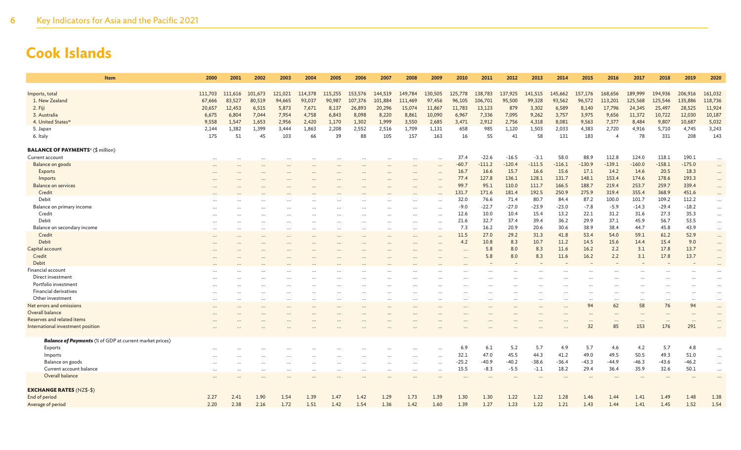# Cook Islands

| Item | 2000 | 2001 | 2002 | 2003 | 2004 | 2005 | 2006 | 2007 | 2008 | 2009 | 2010 | 2011 | 2012 | 2013 | 2014 | 2015 | 2016 | 2017 | 2018 | 2019 | 2020 |
|---|---|---|---|---|---|---|---|---|---|---|---|---|---|---|---|---|---|---|---|---|---|
| Imports, total | 111,703 | 111,616 | 101,673 | 121,021 | 114,378 | 115,255 | 153,576 | 144,519 | 149,784 | 130,505 | 125,778 | 138,783 | 137,925 | 141,515 | 145,662 | 157,176 | 168,656 | 189,999 | 194,936 | 206,916 | 161,032 |
| 1. New Zealand | 67,666 | 83,527 | 80,519 | 94,665 | 93,037 | 90,987 | 107,376 | 101,884 | 111,469 | 97,456 | 96,105 | 106,701 | 95,500 | 99,328 | 93,562 | 96,572 | 113,201 | 125,568 | 125,546 | 135,886 | 118,736 |
| 2. Fiji | 20,657 | 12,453 | 6,515 | 5,873 | 7,671 | 8,137 | 26,893 | 20,296 | 15,074 | 11,867 | 11,783 | 13,123 | 879 | 3,302 | 6,589 | 8,140 | 17,796 | 24,345 | 25,497 | 28,525 | 11,924 |
| 3. Australia | 6,675 | 6,804 | 7,044 | 7,954 | 4,758 | 6,843 | 8,098 | 8,220 | 8,861 | 10,090 | 6,967 | 7,336 | 7,095 | 9,262 | 3,757 | 3,975 | 9,656 | 11,372 | 10,722 | 12,030 | 10,187 |
| 4. United States[w] | 9,558 | 1,547 | 1,653 | 2,956 | 2,420 | 1,170 | 1,302 | 1,999 | 3,550 | 2,685 | 3,471 | 2,912 | 2,756 | 4,318 | 8,081 | 9,563 | 7,377 | 8,484 | 9,807 | 10,687 | 5,032 |
| 5. Japan | 2,144 | 1,382 | 1,399 | 3,444 | 1,863 | 2,208 | 2,552 | 2,516 | 1,709 | 1,131 | 658 | 985 | 1,120 | 1,503 | 2,033 | 4,383 | 2,720 | 4,916 | 5,710 | 4,745 | 3,243 |
| 6. Italy | 175 | 51 | 45 | 103 | 66 | 39 | 88 | 105 | 157 | 163 | 16 | 55 | 41 | 58 | 131 | 183 | 4 | 78 | 331 | 208 | 143 |
| **BALANCE OF PAYMENTS**[x] ($ million) | | | | | | | | | | | | | | | | | | | | | |
| Current account | ... | ... | ... | ... | ... | ... | ... | ... | ... | ... | 37.4 | -22.6 | -16.5 | -3.1 | 58.0 | 88.9 | 112.8 | 124.0 | 118.1 | 190.1 | ... |
| Balance on goods | ... | ... | ... | ... | ... | ... | ... | ... | ... | ... | -60.7 | -111.2 | -120.4 | -111.5 | -116.1 | -130.9 | -139.1 | -160.0 | -158.1 | -175.0 | ... |
| Exports | ... | ... | ... | ... | ... | ... | ... | ... | ... | ... | 16.7 | 16.6 | 15.7 | 16.6 | 15.6 | 17.1 | 14.2 | 14.6 | 20.5 | 18.3 | ... |
| Imports | ... | ... | ... | ... | ... | ... | ... | ... | ... | ... | 77.4 | 127.8 | 136.1 | 128.1 | 131.7 | 148.1 | 153.4 | 174.6 | 178.6 | 193.3 | ... |
| Balance on services | ... | ... | ... | ... | ... | ... | ... | ... | ... | ... | 99.7 | 95.1 | 110.0 | 111.7 | 166.5 | 188.7 | 219.4 | 253.7 | 259.7 | 339.4 | ... |
| Credit | ... | ... | ... | ... | ... | ... | ... | ... | ... | ... | 131.7 | 171.6 | 181.4 | 192.5 | 250.9 | 275.9 | 319.4 | 355.4 | 368.9 | 451.6 | ... |
| Debit | ... | ... | ... | ... | ... | ... | ... | ... | ... | ... | 32.0 | 76.6 | 71.4 | 80.7 | 84.4 | 87.2 | 100.0 | 101.7 | 109.2 | 112.2 | ... |
| Balance on primary income | ... | ... | ... | ... | ... | ... | ... | ... | ... | ... | -9.0 | -22.7 | -27.0 | -23.9 | -23.0 | -7.8 | -5.9 | -14.3 | -29.4 | -18.2 | ... |
| Credit | ... | ... | ... | ... | ... | ... | ... | ... | ... | ... | 12.6 | 10.0 | 10.4 | 15.4 | 13.2 | 22.1 | 31.2 | 31.6 | 27.3 | 35.3 | ... |
| Debit | ... | ... | ... | ... | ... | ... | ... | ... | ... | ... | 21.6 | 32.7 | 37.4 | 39.4 | 36.2 | 29.9 | 37.1 | 45.9 | 56.7 | 53.5 | ... |
| Balance on secondary income | ... | ... | ... | ... | ... | ... | ... | ... | ... | ... | 7.3 | 16.2 | 20.9 | 20.6 | 30.6 | 38.9 | 38.4 | 44.7 | 45.8 | 43.9 | ... |
| Credit | ... | ... | ... | ... | ... | ... | ... | ... | ... | ... | 11.5 | 27.0 | 29.2 | 31.3 | 41.8 | 53.4 | 54.0 | 59.1 | 61.2 | 52.9 | ... |
| Debit | ... | ... | ... | ... | ... | ... | ... | ... | ... | ... | 4.2 | 10.8 | 8.3 | 10.7 | 11.2 | 14.5 | 15.6 | 14.4 | 15.4 | 9.0 | ... |
| Capital account | ... | ... | ... | ... | ... | ... | ... | ... | ... | ... | ... | 5.8 | 8.0 | 8.3 | 11.6 | 16.2 | 2.2 | 3.1 | 17.8 | 13.7 | ... |
| Credit | ... | ... | ... | ... | ... | ... | ... | ... | ... | ... | ... | 5.8 | 8.0 | 8.3 | 11.6 | 16.2 | 2.2 | 3.1 | 17.8 | 13.7 | ... |
| Debit | ... | ... | ... | ... | ... | ... | ... | ... | ... | ... | ... | – | – | – | – | – | – | – | – | – | ... |
| Financial account | ... | ... | ... | ... | ... | ... | ... | ... | ... | ... | ... | ... | ... | ... | ... | ... | ... | ... | ... | ... | ... |
| Direct investment | ... | ... | ... | ... | ... | ... | ... | ... | ... | ... | ... | ... | ... | ... | ... | ... | ... | ... | ... | ... | ... |
| Portfolio investment | ... | ... | ... | ... | ... | ... | ... | ... | ... | ... | ... | ... | ... | ... | ... | ... | ... | ... | ... | ... | ... |
| Financial derivatives | ... | ... | ... | ... | ... | ... | ... | ... | ... | ... | ... | ... | ... | ... | ... | ... | ... | ... | ... | ... | ... |
| Other investment | ... | ... | ... | ... | ... | ... | ... | ... | ... | ... | ... | ... | ... | ... | ... | ... | ... | ... | ... | ... | ... |
| Net errors and omissions | ... | ... | ... | ... | ... | ... | ... | ... | ... | ... | ... | ... | ... | ... | ... | 94 | 62 | 58 | 76 | 94 | ... |
| Overall balance | ... | ... | ... | ... | ... | ... | ... | ... | ... | ... | ... | ... | ... | ... | ... | ... | ... | ... | ... | ... | ... |
| Reserves and related items | ... | ... | ... | ... | ... | ... | ... | ... | ... | ... | ... | ... | ... | ... | ... | ... | ... | ... | ... | ... | ... |
| International investment position | ... | ... | ... | ... | ... | ... | ... | ... | ... | ... | ... | ... | ... | ... | ... | 32 | 85 | 153 | 176 | 291 | ... |
| ***Balance of Payments*** (% of GDP at current market prices) | | | | | | | | | | | | | | | | | | | | | |
| Exports | ... | ... | ... | ... | ... | ... | ... | ... | ... | ... | 6.9 | 6.1 | 5.2 | 5.7 | 4.9 | 5.7 | 4.6 | 4.2 | 5.7 | 4.8 | ... |
| Imports | ... | ... | ... | ... | ... | ... | ... | ... | ... | ... | 32.1 | 47.0 | 45.5 | 44.3 | 41.2 | 49.0 | 49.5 | 50.5 | 49.3 | 51.0 | ... |
| Balance on goods | ... | ... | ... | ... | ... | ... | ... | ... | ... | ... | -25.2 | -40.9 | -40.2 | -38.6 | -36.4 | -43.3 | -44.9 | -46.3 | -43.6 | -46.2 | ... |
| Current account balance | ... | ... | ... | ... | ... | ... | ... | ... | ... | ... | 15.5 | -8.3 | -5.5 | -1.1 | 18.2 | 29.4 | 36.4 | 35.9 | 32.6 | 50.1 | ... |
| Overall balance | ... | ... | ... | ... | ... | ... | ... | ... | ... | ... | ... | ... | ... | ... | ... | ... | ... | ... | ... | ... | ... |
| **EXCHANGE RATES** (NZ$-$) | | | | | | | | | | | | | | | | | | | | | |
| End of period | 2.27 | 2.41 | 1.90 | 1.54 | 1.39 | 1.47 | 1.42 | 1.29 | 1.73 | 1.39 | 1.30 | 1.30 | 1.22 | 1.22 | 1.28 | 1.46 | 1.44 | 1.41 | 1.49 | 1.48 | 1.38 |
| Average of period | 2.20 | 2.38 | 2.16 | 1.72 | 1.51 | 1.42 | 1.54 | 1.36 | 1.42 | 1.60 | 1.39 | 1.27 | 1.23 | 1.22 | 1.21 | 1.43 | 1.44 | 1.41 | 1.45 | 1.52 | 1.54 |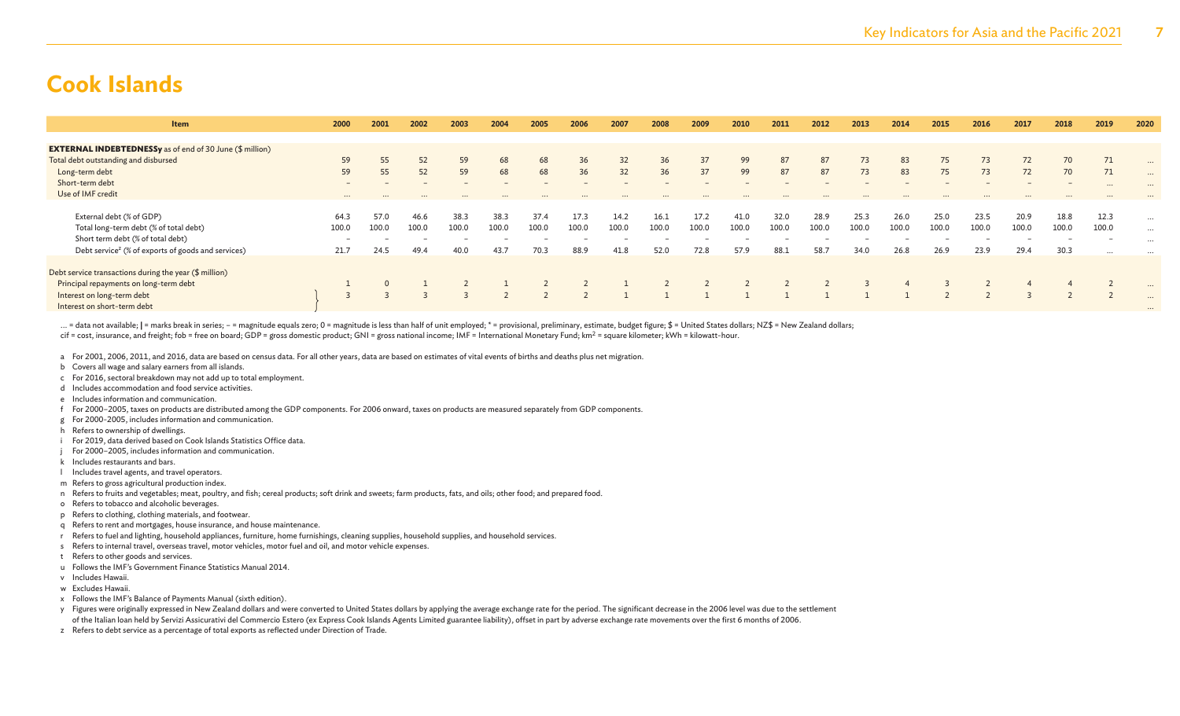# Cook Islands

| Item | 2000 | 2001 | 2002 | 2003 | 2004 | 2005 | 2006 | 2007 | 2008 | 2009 | 2010 | 2011 | 2012 | 2013 | 2014 | 2015 | 2016 | 2017 | 2018 | 2019 | 2020 |
|---|---|---|---|---|---|---|---|---|---|---|---|---|---|---|---|---|---|---|---|---|---|
| **EXTERNAL INDEBTEDNESSy** as of end of 30 June ($ million) | | | | | | | | | | | | | | | | | | | | | |
| Total debt outstanding and disbursed | 59 | 55 | 52 | 59 | 68 | 68 | 36 | 32 | 36 | 37 | 99 | 87 | 87 | 73 | 83 | 75 | 73 | 72 | 70 | 71 | … |
| Long-term debt | 59 | 55 | 52 | 59 | 68 | 68 | 36 | 32 | 36 | 37 | 99 | 87 | 87 | 73 | 83 | 75 | 73 | 72 | 70 | 71 | … |
| Short-term debt | – | – | – | – | – | – | – | – | – | – | – | – | – | – | – | – | – | – | – | … | … |
| Use of IMF credit | … | … | … | … | … | … | … | … | … | … | … | … | … | … | … | … | … | … | … | … | … |
| External debt (% of GDP) | 64.3 | 57.0 | 46.6 | 38.3 | 38.3 | 37.4 | 17.3 | 14.2 | 16.1 | 17.2 | 41.0 | 32.0 | 28.9 | 25.3 | 26.0 | 25.0 | 23.5 | 20.9 | 18.8 | 12.3 | … |
| Total long-term debt (% of total debt) | 100.0 | 100.0 | 100.0 | 100.0 | 100.0 | 100.0 | 100.0 | 100.0 | 100.0 | 100.0 | 100.0 | 100.0 | 100.0 | 100.0 | 100.0 | 100.0 | 100.0 | 100.0 | 100.0 | 100.0 | … |
| Short term debt (% of total debt) | – | – | – | – | – | – | – | – | – | – | – | – | – | – | – | – | – | – | – | – | … |
| Debt service[z] (% of exports of goods and services) | 21.7 | 24.5 | 49.4 | 40.0 | 43.7 | 70.3 | 88.9 | 41.8 | 52.0 | 72.8 | 57.9 | 88.1 | 58.7 | 34.0 | 26.8 | 26.9 | 23.9 | 29.4 | 30.3 | … | … |
| Debt service transactions during the year ($ million) | | | | | | | | | | | | | | | | | | | | | |
| Principal repayments on long-term debt | 1 | 0 | 1 | 2 | 1 | 2 | 2 | 1 | 2 | 2 | 2 | 2 | 2 | 3 | 4 | 3 | 2 | 4 | 4 | 2 | … |
| Interest on long-term debt / Interest on short-term debt | 3 | 3 | 3 | 3 | 2 | 2 | 2 | 1 | 1 | 1 | 1 | 1 | 1 | 1 | 1 | 2 | 2 | 3 | 2 | 2 | … |

… = data not available; | = marks break in series; – = magnitude equals zero; 0 = magnitude is less than half of unit employed; * = provisional, preliminary, estimate, budget figure; $ = United States dollars; NZ$ = New Zealand dollars; cif = cost, insurance, and freight; fob = free on board; GDP = gross domestic product; GNI = gross national income; IMF = International Monetary Fund; km² = square kilometer; kWh = kilowatt-hour.

a For 2001, 2006, 2011, and 2016, data are based on census data. For all other years, data are based on estimates of vital events of births and deaths plus net migration.
b Covers all wage and salary earners from all islands.
c For 2016, sectoral breakdown may not add up to total employment.
d Includes accommodation and food service activities.
e Includes information and communication.
f For 2000–2005, taxes on products are distributed among the GDP components. For 2006 onward, taxes on products are measured separately from GDP components.
g For 2000–2005, includes information and communication.
h Refers to ownership of dwellings.
i For 2019, data derived based on Cook Islands Statistics Office data.
j For 2000–2005, includes information and communication.
k Includes restaurants and bars.
l Includes travel agents, and travel operators.
m Refers to gross agricultural production index.
n Refers to fruits and vegetables; meat, poultry, and fish; cereal products; soft drink and sweets; farm products, fats, and oils; other food; and prepared food.
o Refers to tobacco and alcoholic beverages.
p Refers to clothing, clothing materials, and footwear.
q Refers to rent and mortgages, house insurance, and house maintenance.
r Refers to fuel and lighting, household appliances, furniture, home furnishings, cleaning supplies, household supplies, and household services.
s Refers to internal travel, overseas travel, motor vehicles, motor fuel and oil, and motor vehicle expenses.
t Refers to other goods and services.
u Follows the IMF's Government Finance Statistics Manual 2014.
v Includes Hawaii.
w Excludes Hawaii.
x Follows the IMF's Balance of Payments Manual (sixth edition).
y Figures were originally expressed in New Zealand dollars and were converted to United States dollars by applying the average exchange rate for the period. The significant decrease in the 2006 level was due to the settlement of the Italian loan held by Servizi Assicurativi del Commercio Estero (ex Express Cook Islands Agents Limited guarantee liability), offset in part by adverse exchange rate movements over the first 6 months of 2006.
z Refers to debt service as a percentage of total exports as reflected under Direction of Trade.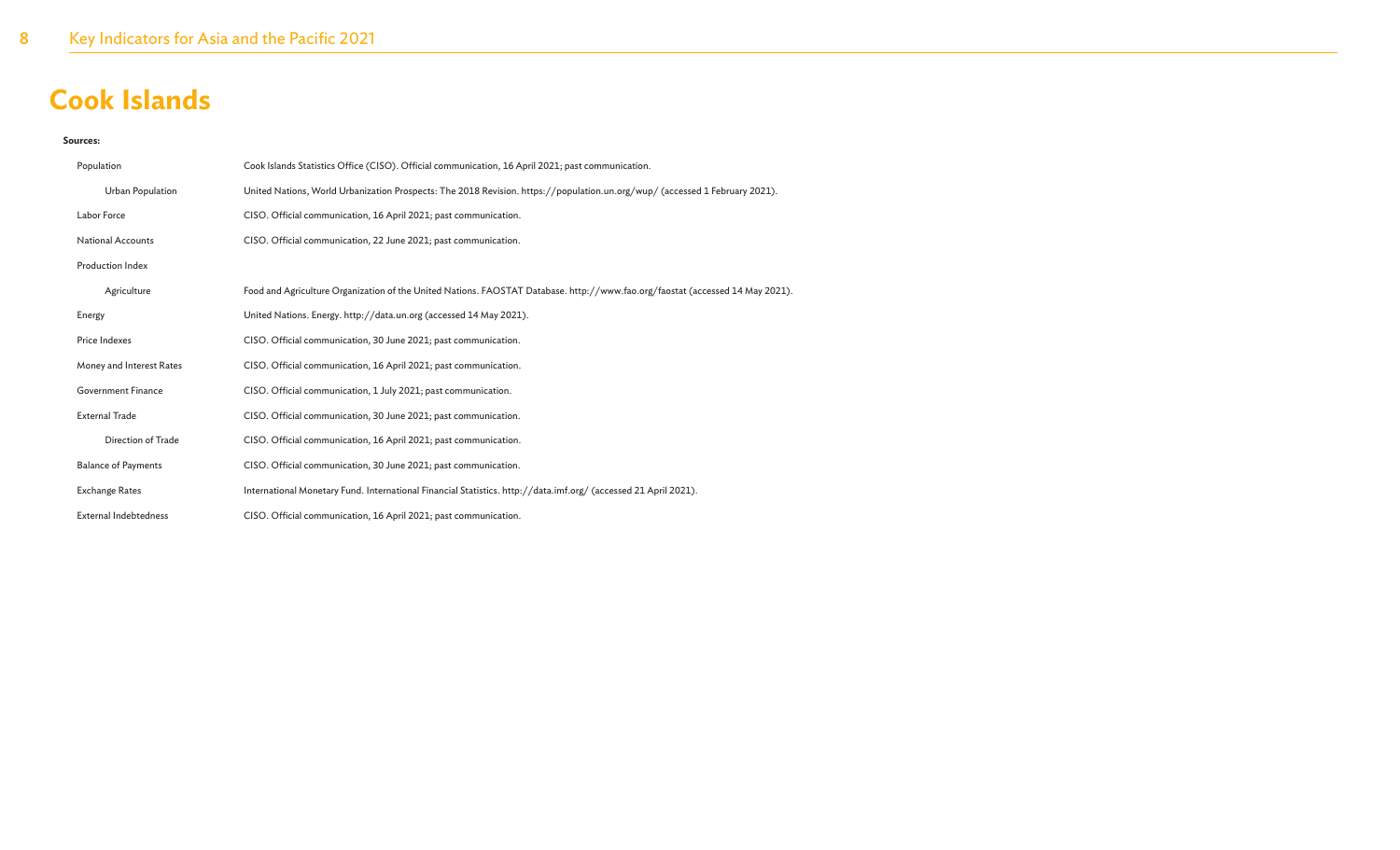# Cook Islands

**Sources:**

| | |
|---|---|
| Population | Cook Islands Statistics Office (CISO). Official communication, 16 April 2021; past communication. |
| Urban Population | United Nations, World Urbanization Prospects: The 2018 Revision. https://population.un.org/wup/ (accessed 1 February 2021). |
| Labor Force | CISO. Official communication, 16 April 2021; past communication. |
| National Accounts | CISO. Official communication, 22 June 2021; past communication. |
| Production Index | |
| Agriculture | Food and Agriculture Organization of the United Nations. FAOSTAT Database. http://www.fao.org/faostat (accessed 14 May 2021). |
| Energy | United Nations. Energy. http://data.un.org (accessed 14 May 2021). |
| Price Indexes | CISO. Official communication, 30 June 2021; past communication. |
| Money and Interest Rates | CISO. Official communication, 16 April 2021; past communication. |
| Government Finance | CISO. Official communication, 1 July 2021; past communication. |
| External Trade | CISO. Official communication, 30 June 2021; past communication. |
| Direction of Trade | CISO. Official communication, 16 April 2021; past communication. |
| Balance of Payments | CISO. Official communication, 30 June 2021; past communication. |
| Exchange Rates | International Monetary Fund. International Financial Statistics. http://data.imf.org/ (accessed 21 April 2021). |
| External Indebtedness | CISO. Official communication, 16 April 2021; past communication. |